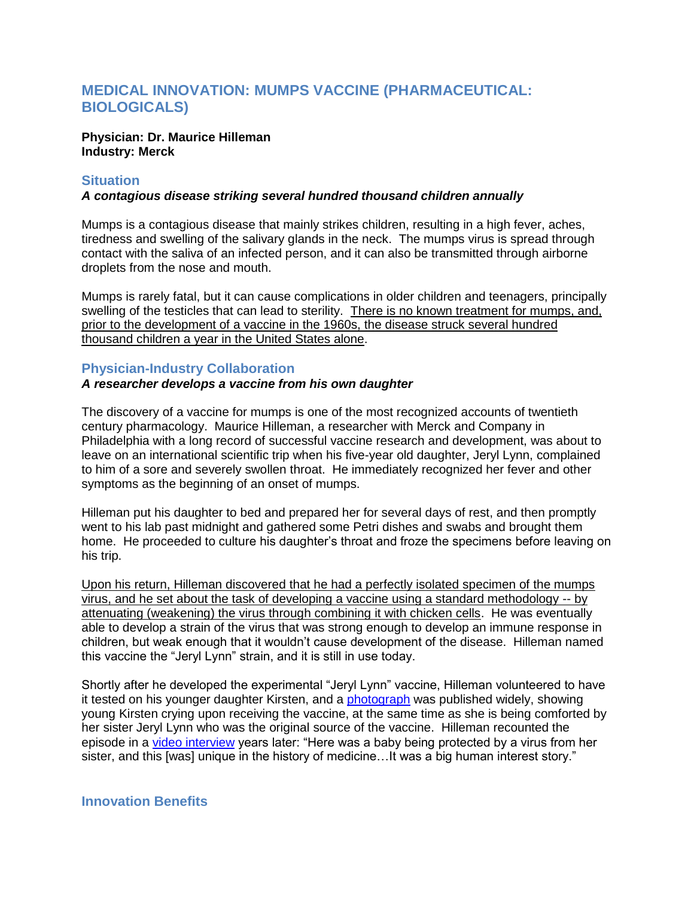# MEDICAL INNOVATION: MUMPS VACCINE (PHARMACEUTICAL: BIOLOGICALS)

**Physician: Dr. Maurice Hilleman**
**Industry: Merck**

## Situation

***A contagious disease striking several hundred thousand children annually***

Mumps is a contagious disease that mainly strikes children, resulting in a high fever, aches, tiredness and swelling of the salivary glands in the neck. The mumps virus is spread through contact with the saliva of an infected person, and it can also be transmitted through airborne droplets from the nose and mouth.

Mumps is rarely fatal, but it can cause complications in older children and teenagers, principally swelling of the testicles that can lead to sterility. There is no known treatment for mumps, and, prior to the development of a vaccine in the 1960s, the disease struck several hundred thousand children a year in the United States alone.

## Physician-Industry Collaboration

***A researcher develops a vaccine from his own daughter***

The discovery of a vaccine for mumps is one of the most recognized accounts of twentieth century pharmacology. Maurice Hilleman, a researcher with Merck and Company in Philadelphia with a long record of successful vaccine research and development, was about to leave on an international scientific trip when his five-year old daughter, Jeryl Lynn, complained to him of a sore and severely swollen throat. He immediately recognized her fever and other symptoms as the beginning of an onset of mumps.

Hilleman put his daughter to bed and prepared her for several days of rest, and then promptly went to his lab past midnight and gathered some Petri dishes and swabs and brought them home. He proceeded to culture his daughter's throat and froze the specimens before leaving on his trip.

Upon his return, Hilleman discovered that he had a perfectly isolated specimen of the mumps virus, and he set about the task of developing a vaccine using a standard methodology -- by attenuating (weakening) the virus through combining it with chicken cells. He was eventually able to develop a strain of the virus that was strong enough to develop an immune response in children, but weak enough that it wouldn't cause development of the disease. Hilleman named this vaccine the "Jeryl Lynn" strain, and it is still in use today.

Shortly after he developed the experimental "Jeryl Lynn" vaccine, Hilleman volunteered to have it tested on his younger daughter Kirsten, and a photograph was published widely, showing young Kirsten crying upon receiving the vaccine, at the same time as she is being comforted by her sister Jeryl Lynn who was the original source of the vaccine. Hilleman recounted the episode in a video interview years later: "Here was a baby being protected by a virus from her sister, and this [was] unique in the history of medicine…It was a big human interest story."

## Innovation Benefits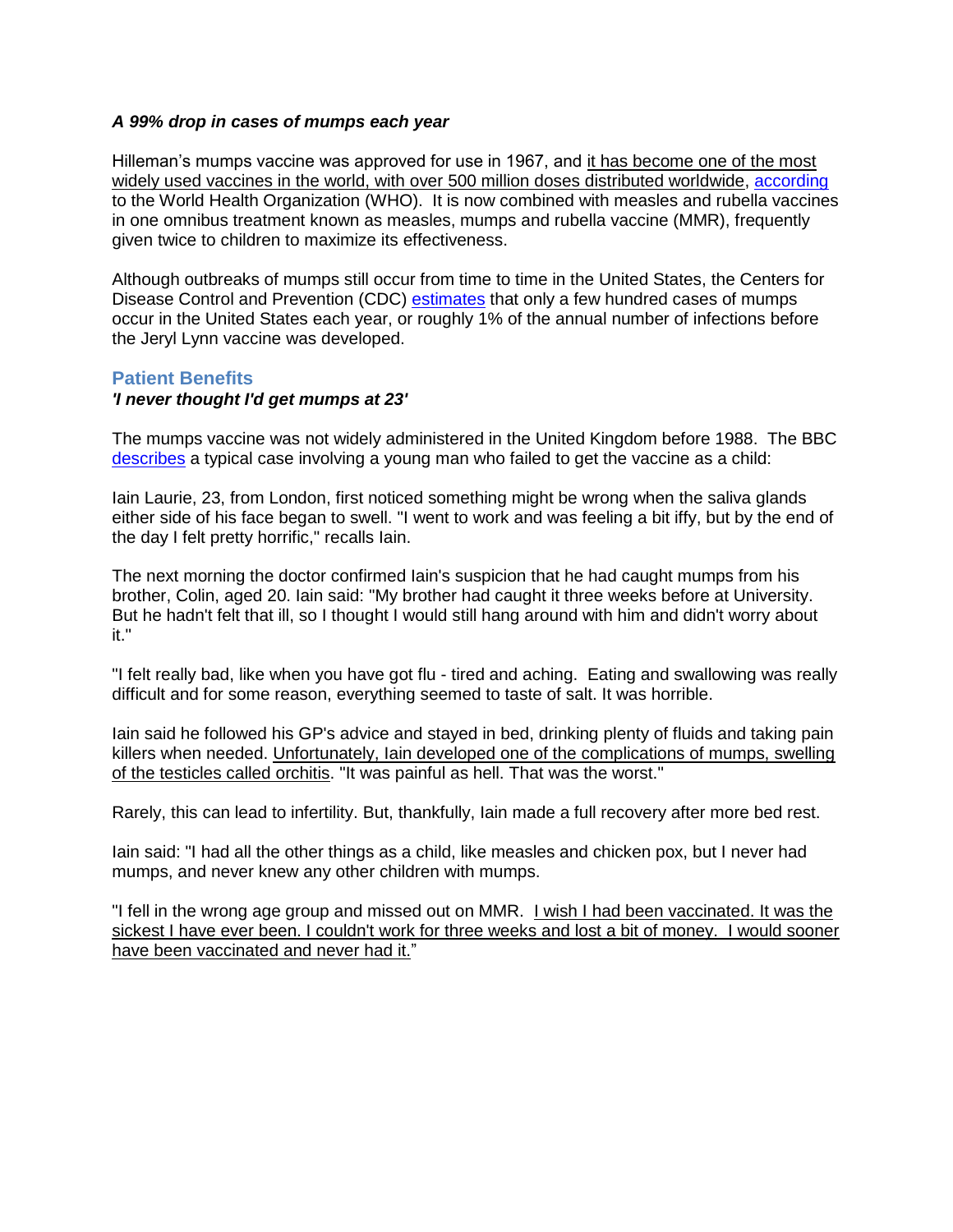***A 99% drop in cases of mumps each year***

Hilleman's mumps vaccine was approved for use in 1967, and it has become one of the most widely used vaccines in the world, with over 500 million doses distributed worldwide, according to the World Health Organization (WHO). It is now combined with measles and rubella vaccines in one omnibus treatment known as measles, mumps and rubella vaccine (MMR), frequently given twice to children to maximize its effectiveness.

Although outbreaks of mumps still occur from time to time in the United States, the Centers for Disease Control and Prevention (CDC) estimates that only a few hundred cases of mumps occur in the United States each year, or roughly 1% of the annual number of infections before the Jeryl Lynn vaccine was developed.

## Patient Benefits

***'I never thought I'd get mumps at 23'***

The mumps vaccine was not widely administered in the United Kingdom before 1988. The BBC describes a typical case involving a young man who failed to get the vaccine as a child:

Iain Laurie, 23, from London, first noticed something might be wrong when the saliva glands either side of his face began to swell. "I went to work and was feeling a bit iffy, but by the end of the day I felt pretty horrific," recalls Iain.

The next morning the doctor confirmed Iain's suspicion that he had caught mumps from his brother, Colin, aged 20. Iain said: "My brother had caught it three weeks before at University. But he hadn't felt that ill, so I thought I would still hang around with him and didn't worry about it."

"I felt really bad, like when you have got flu - tired and aching. Eating and swallowing was really difficult and for some reason, everything seemed to taste of salt. It was horrible.

Iain said he followed his GP's advice and stayed in bed, drinking plenty of fluids and taking pain killers when needed. Unfortunately, Iain developed one of the complications of mumps, swelling of the testicles called orchitis. "It was painful as hell. That was the worst."

Rarely, this can lead to infertility. But, thankfully, Iain made a full recovery after more bed rest.

Iain said: "I had all the other things as a child, like measles and chicken pox, but I never had mumps, and never knew any other children with mumps.

"I fell in the wrong age group and missed out on MMR. I wish I had been vaccinated. It was the sickest I have ever been. I couldn't work for three weeks and lost a bit of money. I would sooner have been vaccinated and never had it."